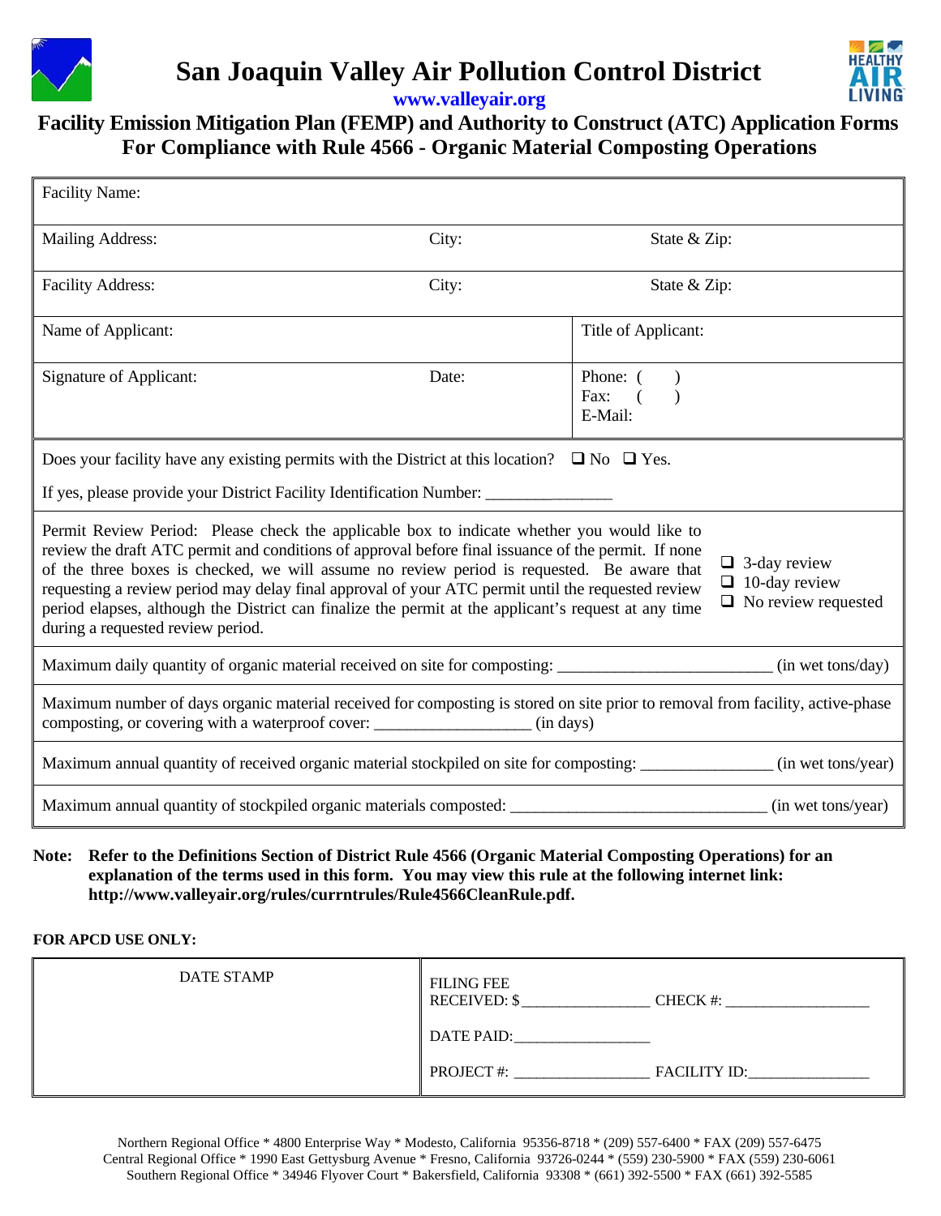# San Joaquin Valley Air Pollution Control District

www.valleyair.org

## Facility Emission Mitigation Plan (FEMP) and Authority to Construct (ATC) Application Forms For Compliance with Rule 4566 - Organic Material Composting Operations

| | | |
|---|---|---|
| Facility Name: | | |
| Mailing Address: | City: | State & Zip: |
| Facility Address: | City: | State & Zip: |
| Name of Applicant: | | Title of Applicant: |
| Signature of Applicant: | Date: | Phone: ( ) <br> Fax: ( ) <br> E-Mail: |

Does your facility have any existing permits with the District at this location? ❑ No ❑ Yes.

If yes, please provide your District Facility Identification Number: ________________

Permit Review Period: Please check the applicable box to indicate whether you would like to review the draft ATC permit and conditions of approval before final issuance of the permit. If none of the three boxes is checked, we will assume no review period is requested. Be aware that requesting a review period may delay final approval of your ATC permit until the requested review period elapses, although the District can finalize the permit at the applicant's request at any time during a requested review period.

- ❑ 3-day review
- ❑ 10-day review
- ❑ No review requested

Maximum daily quantity of organic material received on site for composting: __________________________ (in wet tons/day)

Maximum number of days organic material received for composting is stored on site prior to removal from facility, active-phase composting, or covering with a waterproof cover: __________________ (in days)

Maximum annual quantity of received organic material stockpiled on site for composting: _______________ (in wet tons/year)

Maximum annual quantity of stockpiled organic materials composted: ______________________________ (in wet tons/year)

**Note: Refer to the Definitions Section of District Rule 4566 (Organic Material Composting Operations) for an explanation of the terms used in this form. You may view this rule at the following internet link: http://www.valleyair.org/rules/currntrules/Rule4566CleanRule.pdf.**

**FOR APCD USE ONLY:**

| DATE STAMP | FILING FEE RECEIVED: $ ________________ CHECK #: __________________ <br> DATE PAID: _________________ <br> PROJECT #: _________________ FACILITY ID: _______________ |
|---|---|

Northern Regional Office * 4800 Enterprise Way * Modesto, California 95356-8718 * (209) 557-6400 * FAX (209) 557-6475
Central Regional Office * 1990 East Gettysburg Avenue * Fresno, California 93726-0244 * (559) 230-5900 * FAX (559) 230-6061
Southern Regional Office * 34946 Flyover Court * Bakersfield, California 93308 * (661) 392-5500 * FAX (661) 392-5585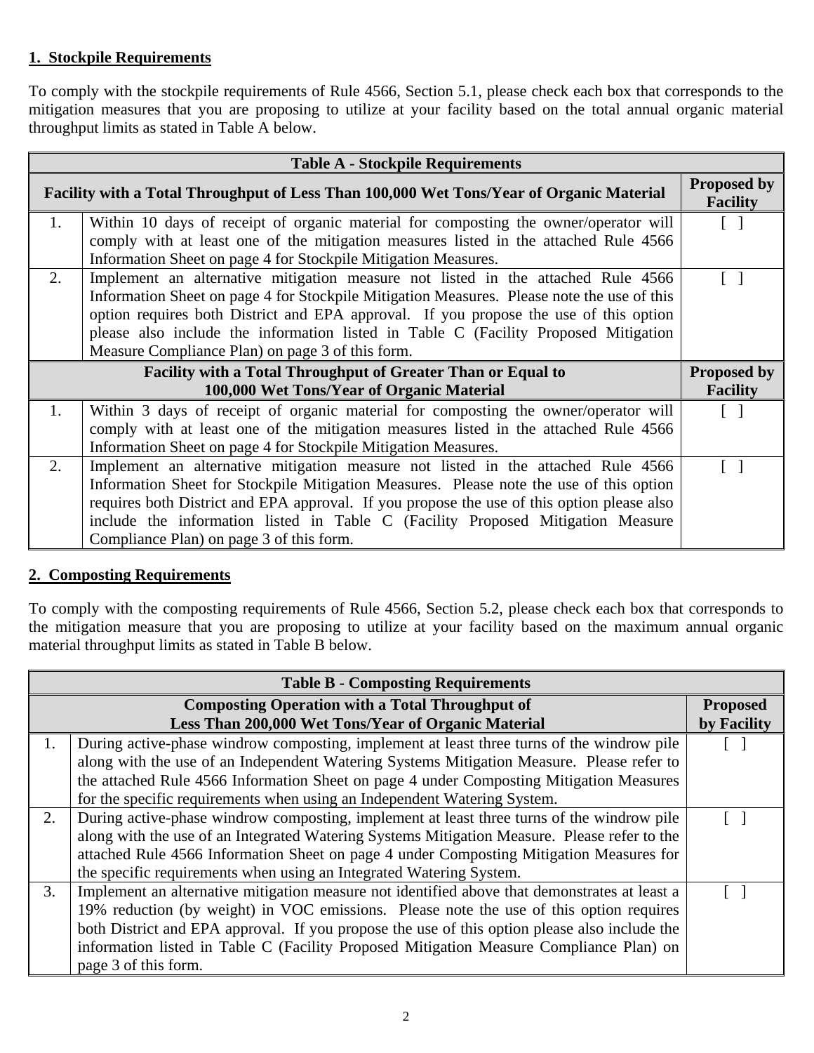## 1. Stockpile Requirements

To comply with the stockpile requirements of Rule 4566, Section 5.1, please check each box that corresponds to the mitigation measures that you are proposing to utilize at your facility based on the total annual organic material throughput limits as stated in Table A below.

| Table A - Stockpile Requirements | | |
|---|---|---|
| **Facility with a Total Throughput of Less Than 100,000 Wet Tons/Year of Organic Material** | | **Proposed by Facility** |
| 1. | Within 10 days of receipt of organic material for composting the owner/operator will comply with at least one of the mitigation measures listed in the attached Rule 4566 Information Sheet on page 4 for Stockpile Mitigation Measures. | [ ] |
| 2. | Implement an alternative mitigation measure not listed in the attached Rule 4566 Information Sheet on page 4 for Stockpile Mitigation Measures. Please note the use of this option requires both District and EPA approval. If you propose the use of this option please also include the information listed in Table C (Facility Proposed Mitigation Measure Compliance Plan) on page 3 of this form. | [ ] |
| **Facility with a Total Throughput of Greater Than or Equal to 100,000 Wet Tons/Year of Organic Material** | | **Proposed by Facility** |
| 1. | Within 3 days of receipt of organic material for composting the owner/operator will comply with at least one of the mitigation measures listed in the attached Rule 4566 Information Sheet on page 4 for Stockpile Mitigation Measures. | [ ] |
| 2. | Implement an alternative mitigation measure not listed in the attached Rule 4566 Information Sheet for Stockpile Mitigation Measures. Please note the use of this option requires both District and EPA approval. If you propose the use of this option please also include the information listed in Table C (Facility Proposed Mitigation Measure Compliance Plan) on page 3 of this form. | [ ] |

## 2. Composting Requirements

To comply with the composting requirements of Rule 4566, Section 5.2, please check each box that corresponds to the mitigation measure that you are proposing to utilize at your facility based on the maximum annual organic material throughput limits as stated in Table B below.

| Table B - Composting Requirements | | |
|---|---|---|
| **Composting Operation with a Total Throughput of Less Than 200,000 Wet Tons/Year of Organic Material** | | **Proposed by Facility** |
| 1. | During active-phase windrow composting, implement at least three turns of the windrow pile along with the use of an Independent Watering Systems Mitigation Measure. Please refer to the attached Rule 4566 Information Sheet on page 4 under Composting Mitigation Measures for the specific requirements when using an Independent Watering System. | [ ] |
| 2. | During active-phase windrow composting, implement at least three turns of the windrow pile along with the use of an Integrated Watering Systems Mitigation Measure. Please refer to the attached Rule 4566 Information Sheet on page 4 under Composting Mitigation Measures for the specific requirements when using an Integrated Watering System. | [ ] |
| 3. | Implement an alternative mitigation measure not identified above that demonstrates at least a 19% reduction (by weight) in VOC emissions. Please note the use of this option requires both District and EPA approval. If you propose the use of this option please also include the information listed in Table C (Facility Proposed Mitigation Measure Compliance Plan) on page 3 of this form. | [ ] |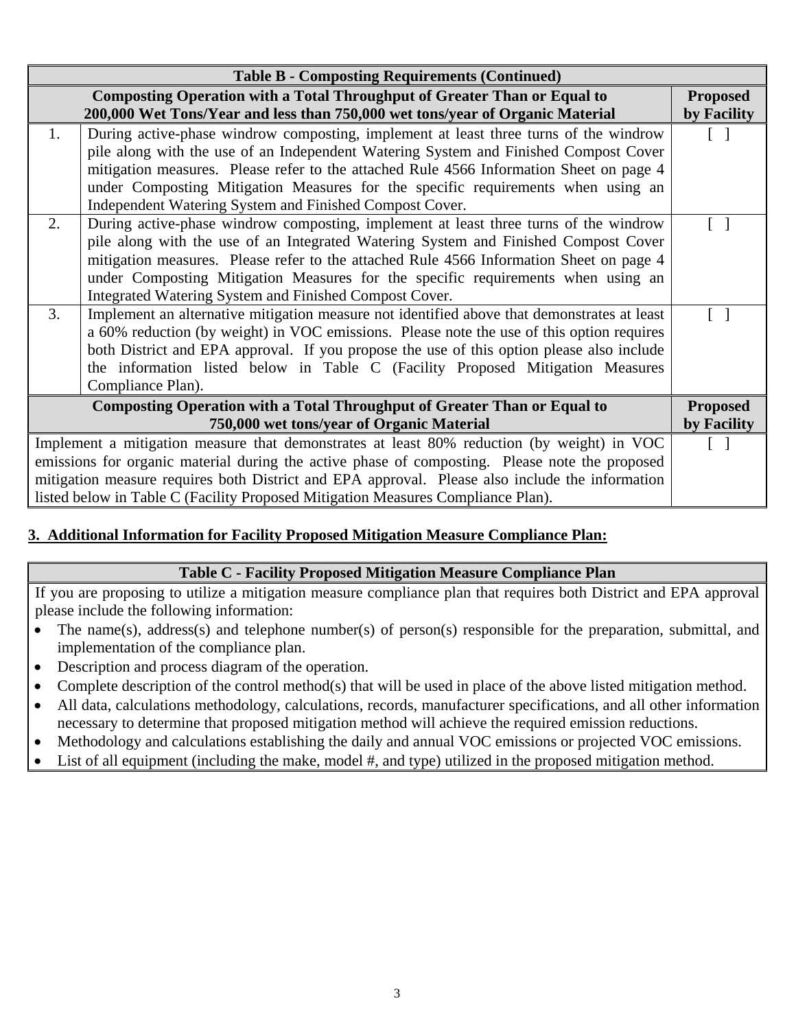| Table B - Composting Requirements (Continued) | | |
|---|---|---|
| **Composting Operation with a Total Throughput of Greater Than or Equal to 200,000 Wet Tons/Year and less than 750,000 wet tons/year of Organic Material** | | **Proposed by Facility** |
| 1. | During active-phase windrow composting, implement at least three turns of the windrow pile along with the use of an Independent Watering System and Finished Compost Cover mitigation measures. Please refer to the attached Rule 4566 Information Sheet on page 4 under Composting Mitigation Measures for the specific requirements when using an Independent Watering System and Finished Compost Cover. | [ ] |
| 2. | During active-phase windrow composting, implement at least three turns of the windrow pile along with the use of an Integrated Watering System and Finished Compost Cover mitigation measures. Please refer to the attached Rule 4566 Information Sheet on page 4 under Composting Mitigation Measures for the specific requirements when using an Integrated Watering System and Finished Compost Cover. | [ ] |
| 3. | Implement an alternative mitigation measure not identified above that demonstrates at least a 60% reduction (by weight) in VOC emissions. Please note the use of this option requires both District and EPA approval. If you propose the use of this option please also include the information listed below in Table C (Facility Proposed Mitigation Measures Compliance Plan). | [ ] |
| **Composting Operation with a Total Throughput of Greater Than or Equal to 750,000 wet tons/year of Organic Material** | | **Proposed by Facility** |
| Implement a mitigation measure that demonstrates at least 80% reduction (by weight) in VOC emissions for organic material during the active phase of composting. Please note the proposed mitigation measure requires both District and EPA approval. Please also include the information listed below in Table C (Facility Proposed Mitigation Measures Compliance Plan). | | [ ] |

## 3. Additional Information for Facility Proposed Mitigation Measure Compliance Plan:

| Table C - Facility Proposed Mitigation Measure Compliance Plan |
|---|
| If you are proposing to utilize a mitigation measure compliance plan that requires both District and EPA approval please include the following information:<br>• The name(s), address(s) and telephone number(s) of person(s) responsible for the preparation, submittal, and implementation of the compliance plan.<br>• Description and process diagram of the operation.<br>• Complete description of the control method(s) that will be used in place of the above listed mitigation method.<br>• All data, calculations methodology, calculations, records, manufacturer specifications, and all other information necessary to determine that proposed mitigation method will achieve the required emission reductions.<br>• Methodology and calculations establishing the daily and annual VOC emissions or projected VOC emissions.<br>• List of all equipment (including the make, model #, and type) utilized in the proposed mitigation method. |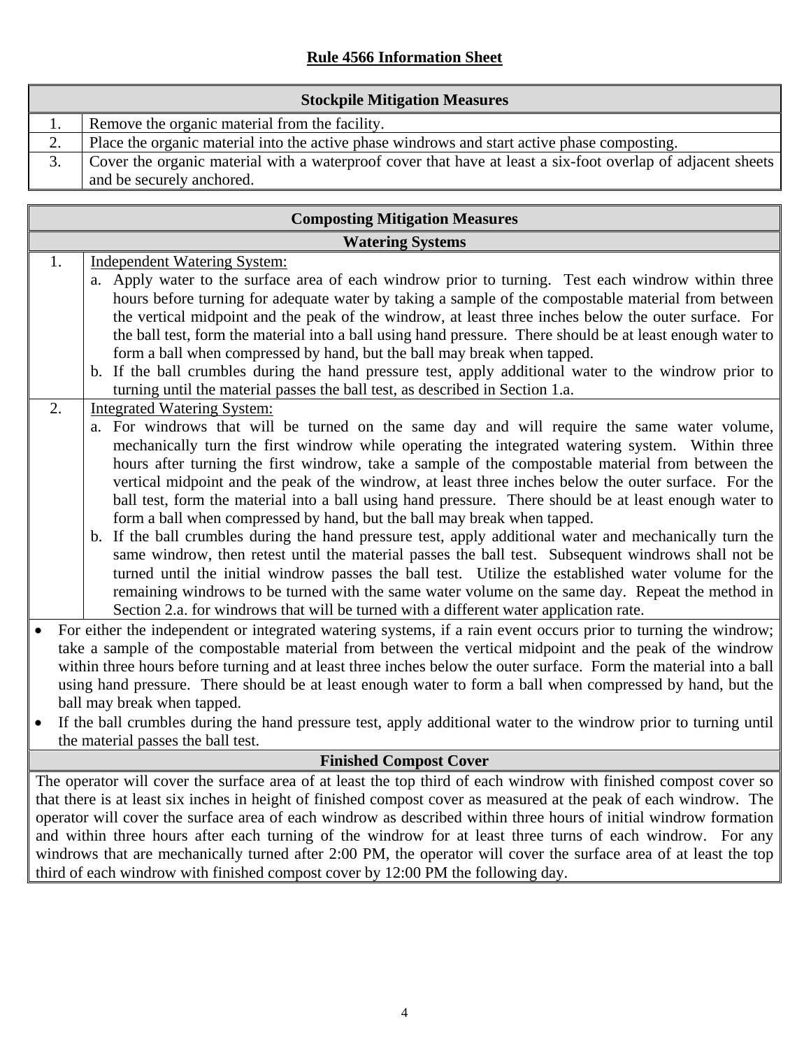**Rule 4566 Information Sheet**

| **Stockpile Mitigation Measures** | |
|---|---|
| 1. | Remove the organic material from the facility. |
| 2. | Place the organic material into the active phase windrows and start active phase composting. |
| 3. | Cover the organic material with a waterproof cover that have at least a six-foot overlap of adjacent sheets and be securely anchored. |

| **Composting Mitigation Measures** | |
|---|---|
| **Watering Systems** | |
| 1. | Independent Watering System:<br>a. Apply water to the surface area of each windrow prior to turning. Test each windrow within three hours before turning for adequate water by taking a sample of the compostable material from between the vertical midpoint and the peak of the windrow, at least three inches below the outer surface. For the ball test, form the material into a ball using hand pressure. There should be at least enough water to form a ball when compressed by hand, but the ball may break when tapped.<br>b. If the ball crumbles during the hand pressure test, apply additional water to the windrow prior to turning until the material passes the ball test, as described in Section 1.a. |
| 2. | Integrated Watering System:<br>a. For windrows that will be turned on the same day and will require the same water volume, mechanically turn the first windrow while operating the integrated watering system. Within three hours after turning the first windrow, take a sample of the compostable material from between the vertical midpoint and the peak of the windrow, at least three inches below the outer surface. For the ball test, form the material into a ball using hand pressure. There should be at least enough water to form a ball when compressed by hand, but the ball may break when tapped.<br>b. If the ball crumbles during the hand pressure test, apply additional water and mechanically turn the same windrow, then retest until the material passes the ball test. Subsequent windrows shall not be turned until the initial windrow passes the ball test. Utilize the established water volume for the remaining windrows to be turned with the same water volume on the same day. Repeat the method in Section 2.a. for windrows that will be turned with a different water application rate. |
| • For either the independent or integrated watering systems, if a rain event occurs prior to turning the windrow; take a sample of the compostable material from between the vertical midpoint and the peak of the windrow within three hours before turning and at least three inches below the outer surface. Form the material into a ball using hand pressure. There should be at least enough water to form a ball when compressed by hand, but the ball may break when tapped.<br>• If the ball crumbles during the hand pressure test, apply additional water to the windrow prior to turning until the material passes the ball test. | |
| **Finished Compost Cover** | |
| The operator will cover the surface area of at least the top third of each windrow with finished compost cover so that there is at least six inches in height of finished compost cover as measured at the peak of each windrow. The operator will cover the surface area of each windrow as described within three hours of initial windrow formation and within three hours after each turning of the windrow for at least three turns of each windrow. For any windrows that are mechanically turned after 2:00 PM, the operator will cover the surface area of at least the top third of each windrow with finished compost cover by 12:00 PM the following day. | |